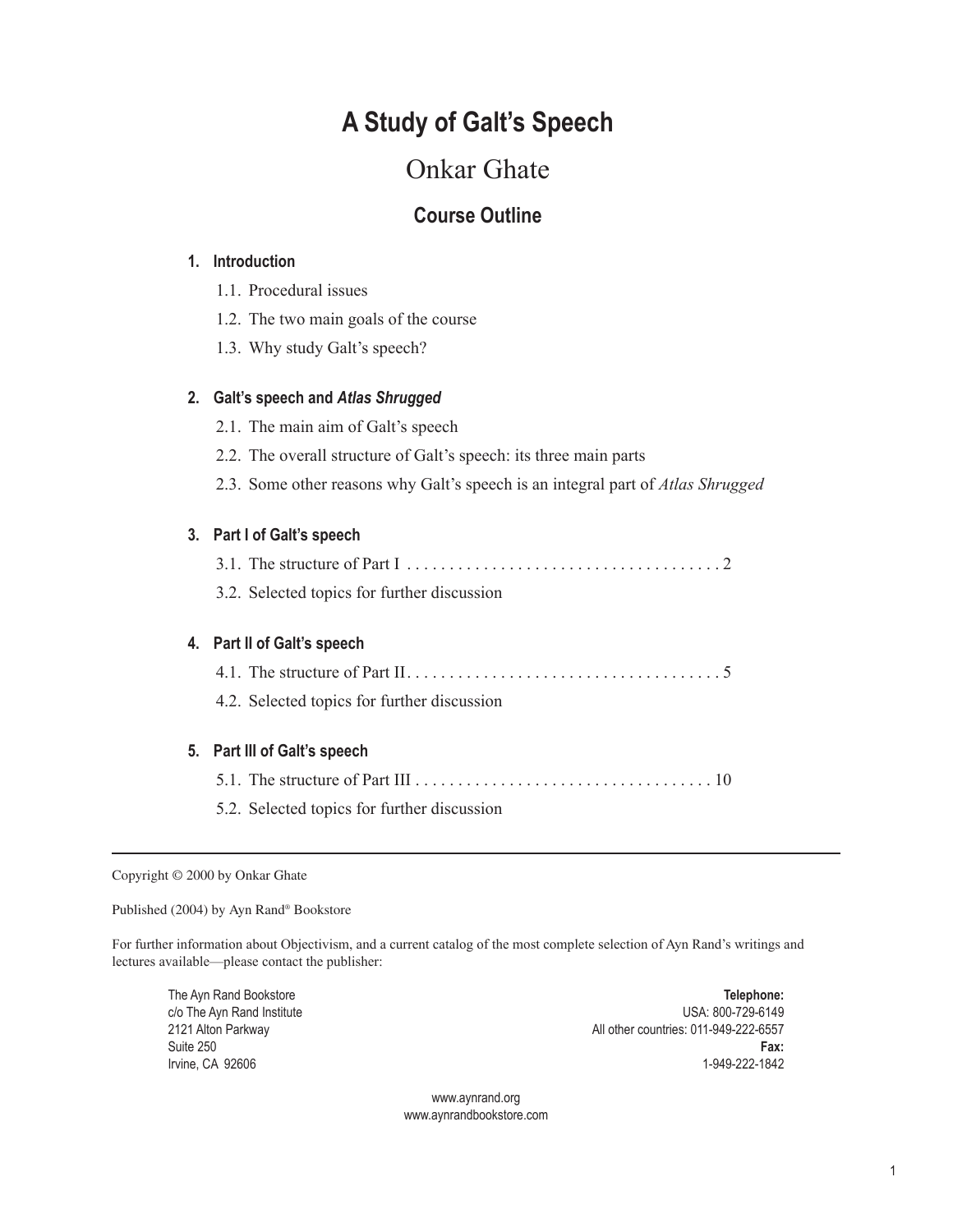# A Study of Galt's Speech

## Onkar Ghate

### Course Outline

**1. Introduction**

- 1.1. Procedural issues
- 1.2. The two main goals of the course
- 1.3. Why study Galt's speech?

**2. Galt's speech and *Atlas Shrugged***

- 2.1. The main aim of Galt's speech
- 2.2. The overall structure of Galt's speech: its three main parts
- 2.3. Some other reasons why Galt's speech is an integral part of *Atlas Shrugged*

**3. Part I of Galt's speech**

- 3.1. The structure of Part I . . . . . . . . . . . . . . . . . . . . . . . . . . . . . . . . . . . . . 2
- 3.2. Selected topics for further discussion

**4. Part II of Galt's speech**

- 4.1. The structure of Part II . . . . . . . . . . . . . . . . . . . . . . . . . . . . . . . . . . . . . 5
- 4.2. Selected topics for further discussion

**5. Part III of Galt's speech**

- 5.1. The structure of Part III . . . . . . . . . . . . . . . . . . . . . . . . . . . . . . . . . . . 10
- 5.2. Selected topics for further discussion

---

Copyright © 2000 by Onkar Ghate

Published (2004) by Ayn Rand® Bookstore

For further information about Objectivism, and a current catalog of the most complete selection of Ayn Rand's writings and lectures available—please contact the publisher:

The Ayn Rand Bookstore
c/o The Ayn Rand Institute
2121 Alton Parkway
Suite 250
Irvine, CA 92606

**Telephone:**
USA: 800-729-6149
All other countries: 011-949-222-6557
**Fax:**
1-949-222-1842

www.aynrand.org
www.aynrandbookstore.com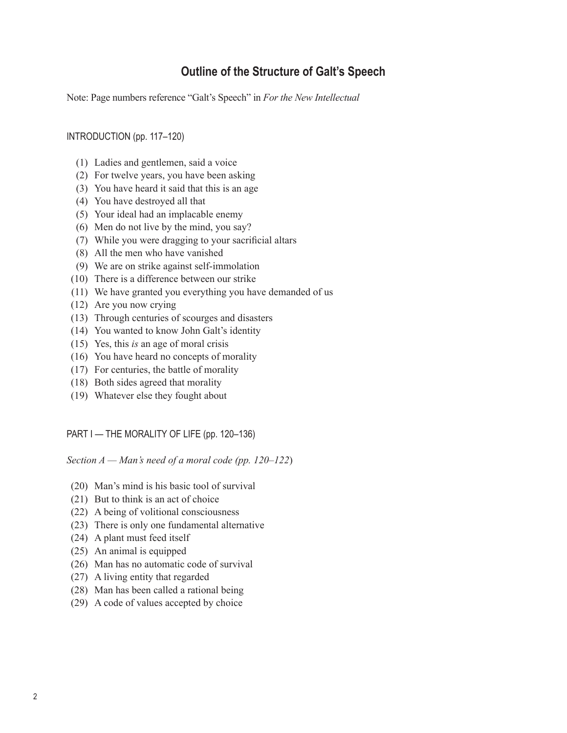## Outline of the Structure of Galt's Speech

Note: Page numbers reference "Galt's Speech" in *For the New Intellectual*

### INTRODUCTION (pp. 117–120)

- (1) Ladies and gentlemen, said a voice
- (2) For twelve years, you have been asking
- (3) You have heard it said that this is an age
- (4) You have destroyed all that
- (5) Your ideal had an implacable enemy
- (6) Men do not live by the mind, you say?
- (7) While you were dragging to your sacrificial altars
- (8) All the men who have vanished
- (9) We are on strike against self-immolation
- (10) There is a difference between our strike
- (11) We have granted you everything you have demanded of us
- (12) Are you now crying
- (13) Through centuries of scourges and disasters
- (14) You wanted to know John Galt's identity
- (15) Yes, this *is* an age of moral crisis
- (16) You have heard no concepts of morality
- (17) For centuries, the battle of morality
- (18) Both sides agreed that morality
- (19) Whatever else they fought about

### PART I — THE MORALITY OF LIFE (pp. 120–136)

*Section A — Man's need of a moral code (pp. 120–122*)

- (20) Man's mind is his basic tool of survival
- (21) But to think is an act of choice
- (22) A being of volitional consciousness
- (23) There is only one fundamental alternative
- (24) A plant must feed itself
- (25) An animal is equipped
- (26) Man has no automatic code of survival
- (27) A living entity that regarded
- (28) Man has been called a rational being
- (29) A code of values accepted by choice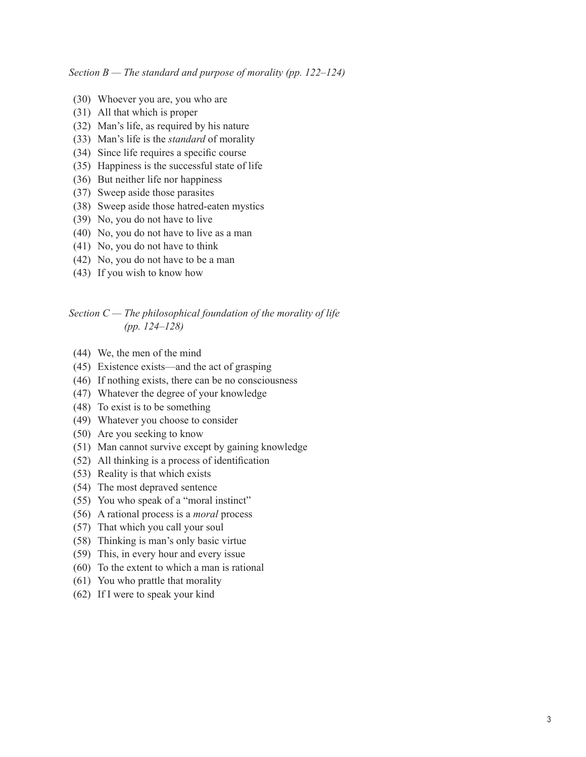*Section B — The standard and purpose of morality (pp. 122–124)*

(30) Whoever you are, you who are
(31) All that which is proper
(32) Man's life, as required by his nature
(33) Man's life is the *standard* of morality
(34) Since life requires a specific course
(35) Happiness is the successful state of life
(36) But neither life nor happiness
(37) Sweep aside those parasites
(38) Sweep aside those hatred-eaten mystics
(39) No, you do not have to live
(40) No, you do not have to live as a man
(41) No, you do not have to think
(42) No, you do not have to be a man
(43) If you wish to know how

*Section C — The philosophical foundation of the morality of life (pp. 124–128)*

(44) We, the men of the mind
(45) Existence exists—and the act of grasping
(46) If nothing exists, there can be no consciousness
(47) Whatever the degree of your knowledge
(48) To exist is to be something
(49) Whatever you choose to consider
(50) Are you seeking to know
(51) Man cannot survive except by gaining knowledge
(52) All thinking is a process of identification
(53) Reality is that which exists
(54) The most depraved sentence
(55) You who speak of a "moral instinct"
(56) A rational process is a *moral* process
(57) That which you call your soul
(58) Thinking is man's only basic virtue
(59) This, in every hour and every issue
(60) To the extent to which a man is rational
(61) You who prattle that morality
(62) If I were to speak your kind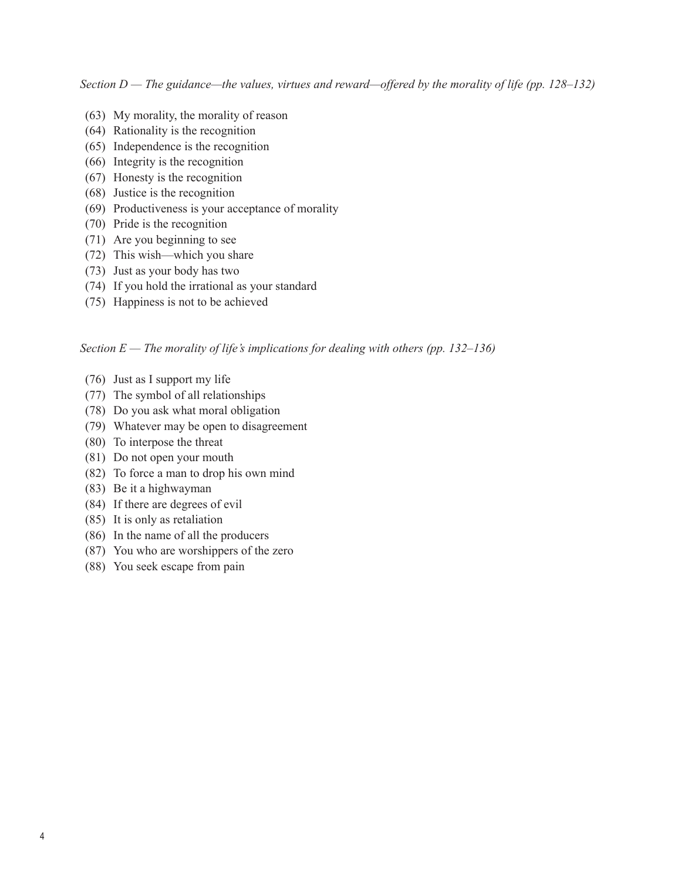*Section D — The guidance—the values, virtues and reward—offered by the morality of life (pp. 128–132)*

(63) My morality, the morality of reason
(64) Rationality is the recognition
(65) Independence is the recognition
(66) Integrity is the recognition
(67) Honesty is the recognition
(68) Justice is the recognition
(69) Productiveness is your acceptance of morality
(70) Pride is the recognition
(71) Are you beginning to see
(72) This wish—which you share
(73) Just as your body has two
(74) If you hold the irrational as your standard
(75) Happiness is not to be achieved

*Section E — The morality of life's implications for dealing with others (pp. 132–136)*

(76) Just as I support my life
(77) The symbol of all relationships
(78) Do you ask what moral obligation
(79) Whatever may be open to disagreement
(80) To interpose the threat
(81) Do not open your mouth
(82) To force a man to drop his own mind
(83) Be it a highwayman
(84) If there are degrees of evil
(85) It is only as retaliation
(86) In the name of all the producers
(87) You who are worshippers of the zero
(88) You seek escape from pain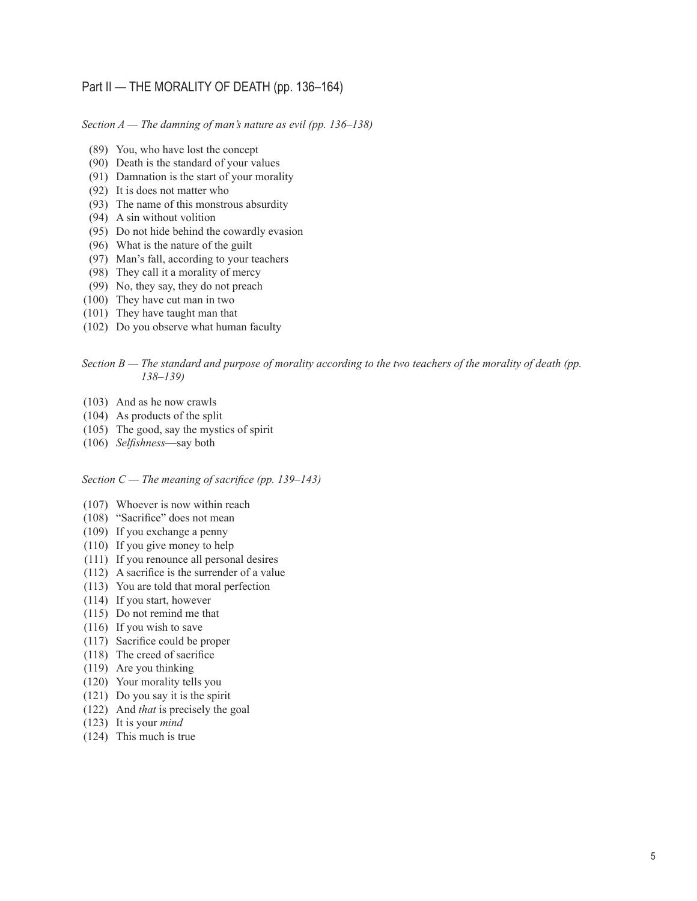## Part II — THE MORALITY OF DEATH (pp. 136–164)

*Section A — The damning of man's nature as evil (pp. 136–138)*

(89) You, who have lost the concept
(90) Death is the standard of your values
(91) Damnation is the start of your morality
(92) It is does not matter who
(93) The name of this monstrous absurdity
(94) A sin without volition
(95) Do not hide behind the cowardly evasion
(96) What is the nature of the guilt
(97) Man's fall, according to your teachers
(98) They call it a morality of mercy
(99) No, they say, they do not preach
(100) They have cut man in two
(101) They have taught man that
(102) Do you observe what human faculty

*Section B — The standard and purpose of morality according to the two teachers of the morality of death (pp. 138–139)*

(103) And as he now crawls
(104) As products of the split
(105) The good, say the mystics of spirit
(106) *Selfishness*—say both

*Section C — The meaning of sacrifice (pp. 139–143)*

(107) Whoever is now within reach
(108) "Sacrifice" does not mean
(109) If you exchange a penny
(110) If you give money to help
(111) If you renounce all personal desires
(112) A sacrifice is the surrender of a value
(113) You are told that moral perfection
(114) If you start, however
(115) Do not remind me that
(116) If you wish to save
(117) Sacrifice could be proper
(118) The creed of sacrifice
(119) Are you thinking
(120) Your morality tells you
(121) Do you say it is the spirit
(122) And *that* is precisely the goal
(123) It is your *mind*
(124) This much is true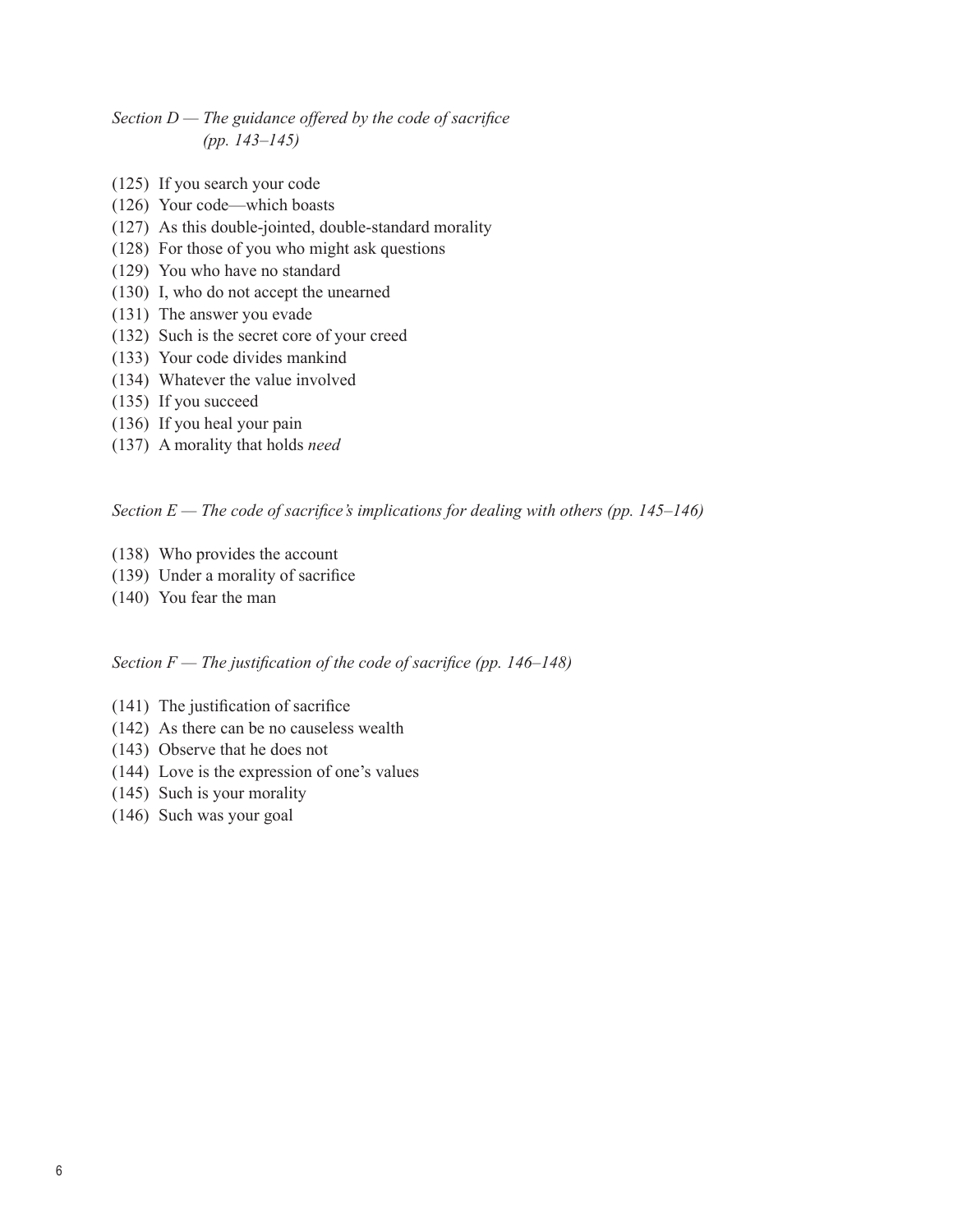*Section D — The guidance offered by the code of sacrifice (pp. 143–145)*

(125) If you search your code
(126) Your code—which boasts
(127) As this double-jointed, double-standard morality
(128) For those of you who might ask questions
(129) You who have no standard
(130) I, who do not accept the unearned
(131) The answer you evade
(132) Such is the secret core of your creed
(133) Your code divides mankind
(134) Whatever the value involved
(135) If you succeed
(136) If you heal your pain
(137) A morality that holds *need*

*Section E — The code of sacrifice's implications for dealing with others (pp. 145–146)*

(138) Who provides the account
(139) Under a morality of sacrifice
(140) You fear the man

*Section F — The justification of the code of sacrifice (pp. 146–148)*

(141) The justification of sacrifice
(142) As there can be no causeless wealth
(143) Observe that he does not
(144) Love is the expression of one's values
(145) Such is your morality
(146) Such was your goal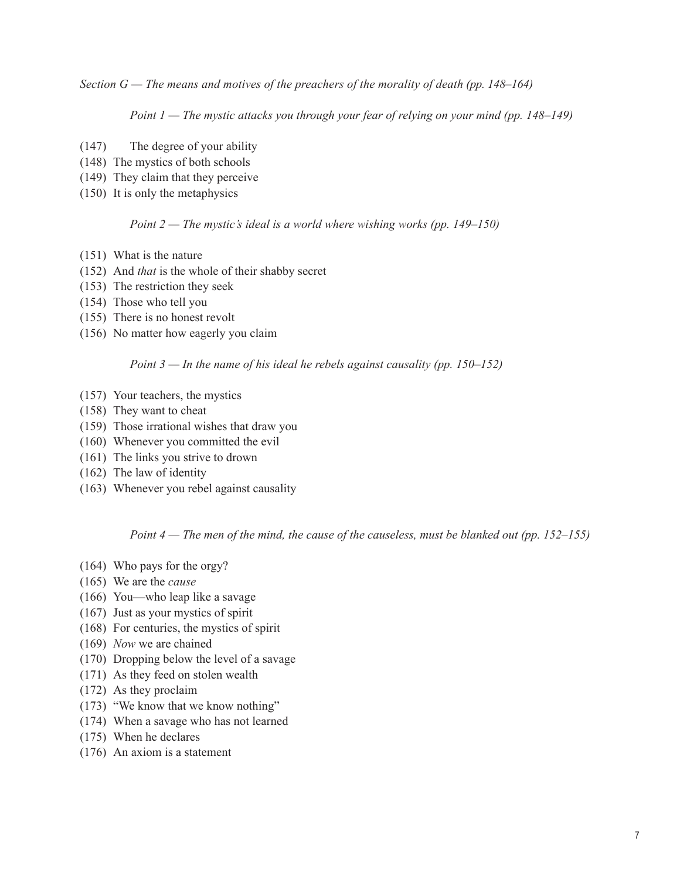*Section G — The means and motives of the preachers of the morality of death (pp. 148–164)*

*Point 1 — The mystic attacks you through your fear of relying on your mind (pp. 148–149)*

(147) The degree of your ability
(148) The mystics of both schools
(149) They claim that they perceive
(150) It is only the metaphysics

*Point 2 — The mystic's ideal is a world where wishing works (pp. 149–150)*

(151) What is the nature
(152) And *that* is the whole of their shabby secret
(153) The restriction they seek
(154) Those who tell you
(155) There is no honest revolt
(156) No matter how eagerly you claim

*Point 3 — In the name of his ideal he rebels against causality (pp. 150–152)*

(157) Your teachers, the mystics
(158) They want to cheat
(159) Those irrational wishes that draw you
(160) Whenever you committed the evil
(161) The links you strive to drown
(162) The law of identity
(163) Whenever you rebel against causality

*Point 4 — The men of the mind, the cause of the causeless, must be blanked out (pp. 152–155)*

(164) Who pays for the orgy?
(165) We are the *cause*
(166) You—who leap like a savage
(167) Just as your mystics of spirit
(168) For centuries, the mystics of spirit
(169) *Now* we are chained
(170) Dropping below the level of a savage
(171) As they feed on stolen wealth
(172) As they proclaim
(173) "We know that we know nothing"
(174) When a savage who has not learned
(175) When he declares
(176) An axiom is a statement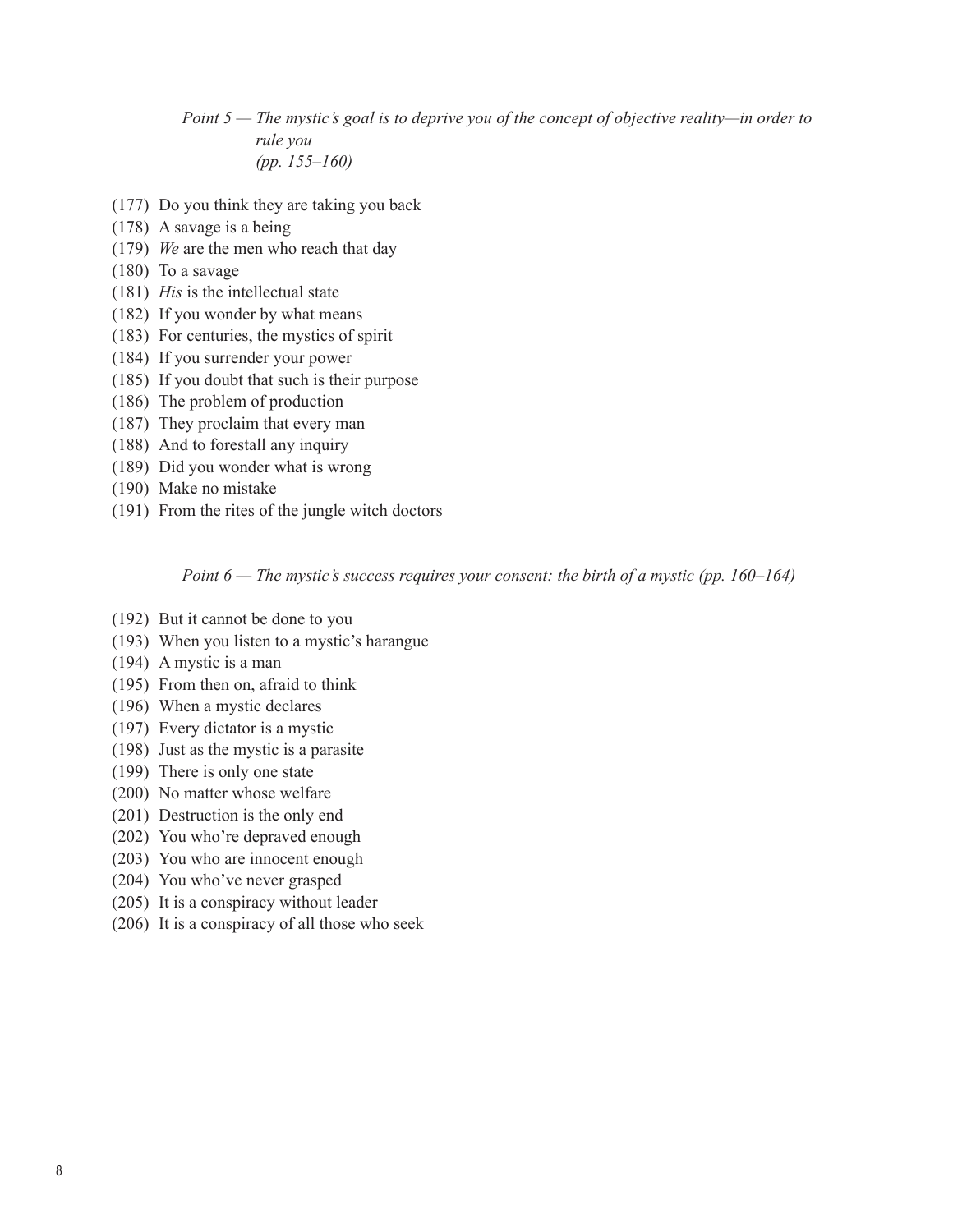*Point 5 — The mystic's goal is to deprive you of the concept of objective reality—in order to rule you (pp. 155–160)*

(177) Do you think they are taking you back
(178) A savage is a being
(179) *We* are the men who reach that day
(180) To a savage
(181) *His* is the intellectual state
(182) If you wonder by what means
(183) For centuries, the mystics of spirit
(184) If you surrender your power
(185) If you doubt that such is their purpose
(186) The problem of production
(187) They proclaim that every man
(188) And to forestall any inquiry
(189) Did you wonder what is wrong
(190) Make no mistake
(191) From the rites of the jungle witch doctors

*Point 6 — The mystic's success requires your consent: the birth of a mystic (pp. 160–164)*

(192) But it cannot be done to you
(193) When you listen to a mystic's harangue
(194) A mystic is a man
(195) From then on, afraid to think
(196) When a mystic declares
(197) Every dictator is a mystic
(198) Just as the mystic is a parasite
(199) There is only one state
(200) No matter whose welfare
(201) Destruction is the only end
(202) You who're depraved enough
(203) You who are innocent enough
(204) You who've never grasped
(205) It is a conspiracy without leader
(206) It is a conspiracy of all those who seek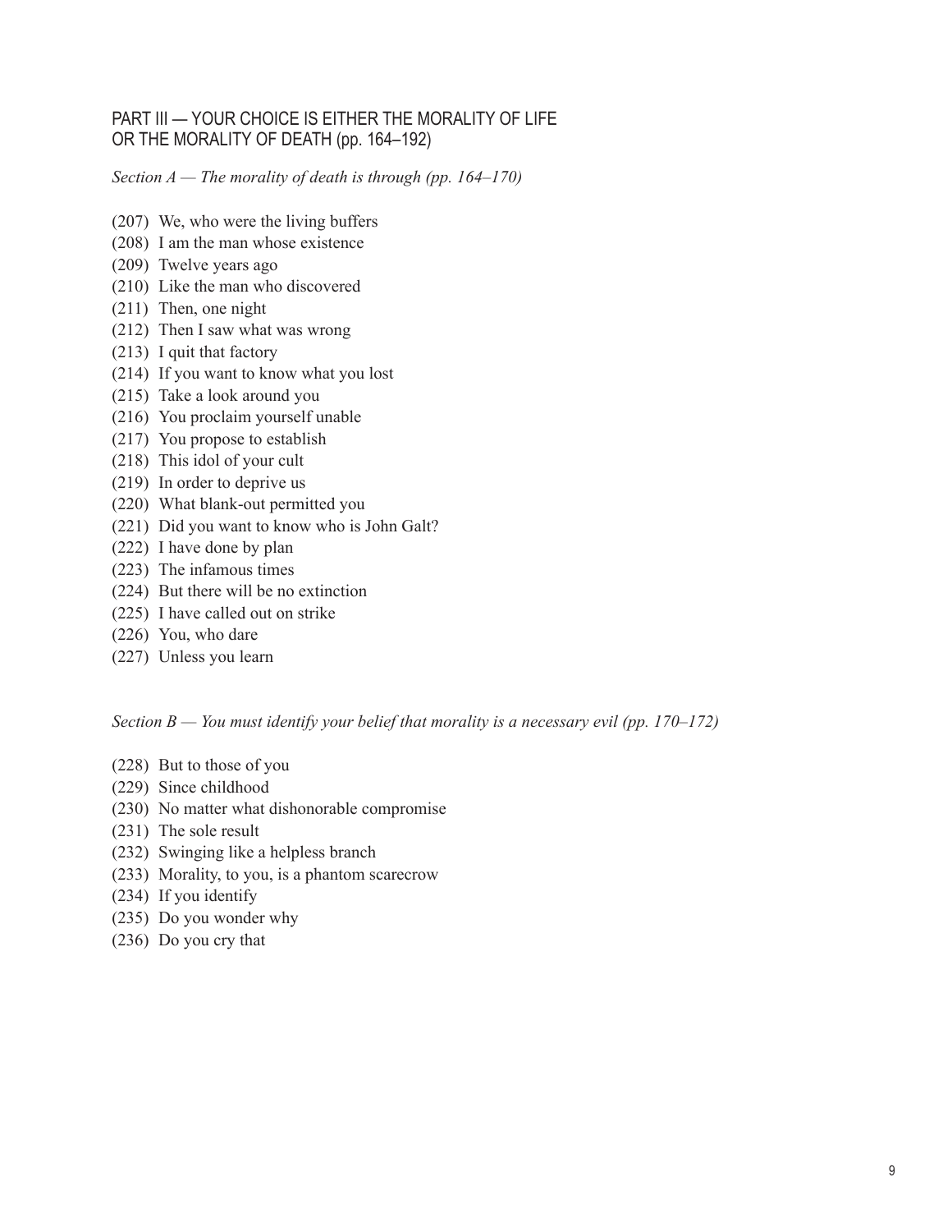## PART III — YOUR CHOICE IS EITHER THE MORALITY OF LIFE OR THE MORALITY OF DEATH (pp. 164–192)

*Section A — The morality of death is through (pp. 164–170)*

(207) We, who were the living buffers
(208) I am the man whose existence
(209) Twelve years ago
(210) Like the man who discovered
(211) Then, one night
(212) Then I saw what was wrong
(213) I quit that factory
(214) If you want to know what you lost
(215) Take a look around you
(216) You proclaim yourself unable
(217) You propose to establish
(218) This idol of your cult
(219) In order to deprive us
(220) What blank-out permitted you
(221) Did you want to know who is John Galt?
(222) I have done by plan
(223) The infamous times
(224) But there will be no extinction
(225) I have called out on strike
(226) You, who dare
(227) Unless you learn

*Section B — You must identify your belief that morality is a necessary evil (pp. 170–172)*

(228) But to those of you
(229) Since childhood
(230) No matter what dishonorable compromise
(231) The sole result
(232) Swinging like a helpless branch
(233) Morality, to you, is a phantom scarecrow
(234) If you identify
(235) Do you wonder why
(236) Do you cry that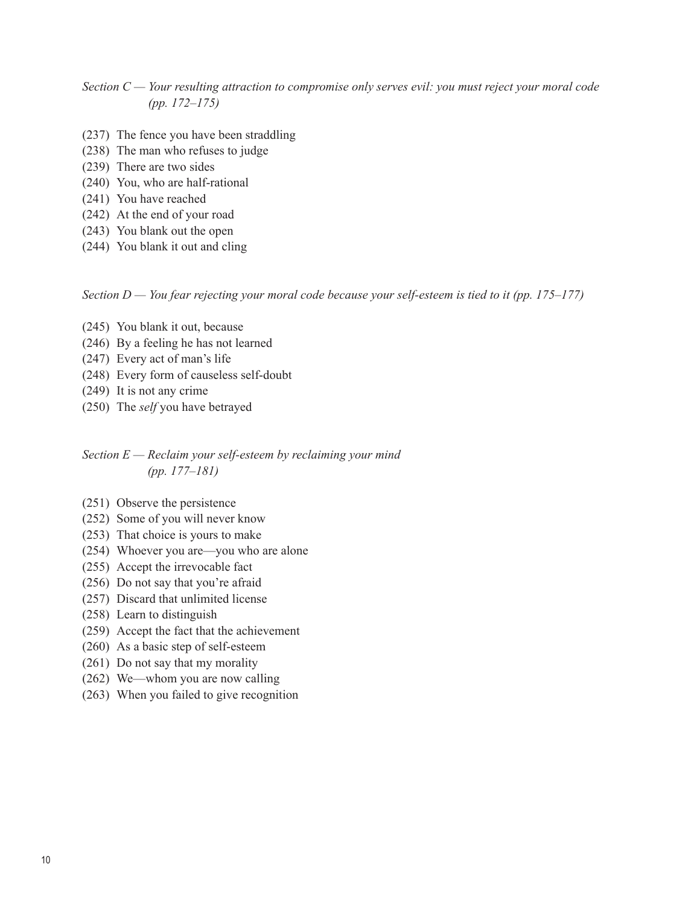*Section C — Your resulting attraction to compromise only serves evil: you must reject your moral code (pp. 172–175)*

(237) The fence you have been straddling
(238) The man who refuses to judge
(239) There are two sides
(240) You, who are half-rational
(241) You have reached
(242) At the end of your road
(243) You blank out the open
(244) You blank it out and cling

*Section D — You fear rejecting your moral code because your self-esteem is tied to it (pp. 175–177)*

(245) You blank it out, because
(246) By a feeling he has not learned
(247) Every act of man's life
(248) Every form of causeless self-doubt
(249) It is not any crime
(250) The *self* you have betrayed

*Section E — Reclaim your self-esteem by reclaiming your mind (pp. 177–181)*

(251) Observe the persistence
(252) Some of you will never know
(253) That choice is yours to make
(254) Whoever you are—you who are alone
(255) Accept the irrevocable fact
(256) Do not say that you're afraid
(257) Discard that unlimited license
(258) Learn to distinguish
(259) Accept the fact that the achievement
(260) As a basic step of self-esteem
(261) Do not say that my morality
(262) We—whom you are now calling
(263) When you failed to give recognition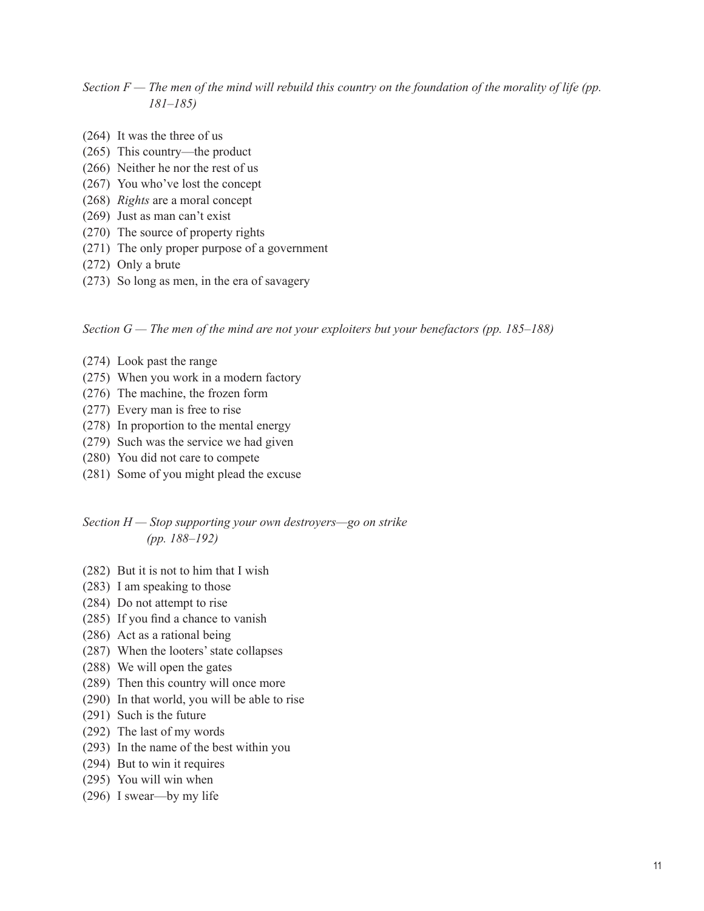*Section F — The men of the mind will rebuild this country on the foundation of the morality of life (pp. 181–185)*

(264) It was the three of us
(265) This country—the product
(266) Neither he nor the rest of us
(267) You who've lost the concept
(268) *Rights* are a moral concept
(269) Just as man can't exist
(270) The source of property rights
(271) The only proper purpose of a government
(272) Only a brute
(273) So long as men, in the era of savagery

*Section G — The men of the mind are not your exploiters but your benefactors (pp. 185–188)*

(274) Look past the range
(275) When you work in a modern factory
(276) The machine, the frozen form
(277) Every man is free to rise
(278) In proportion to the mental energy
(279) Such was the service we had given
(280) You did not care to compete
(281) Some of you might plead the excuse

*Section H — Stop supporting your own destroyers—go on strike (pp. 188–192)*

(282) But it is not to him that I wish
(283) I am speaking to those
(284) Do not attempt to rise
(285) If you find a chance to vanish
(286) Act as a rational being
(287) When the looters' state collapses
(288) We will open the gates
(289) Then this country will once more
(290) In that world, you will be able to rise
(291) Such is the future
(292) The last of my words
(293) In the name of the best within you
(294) But to win it requires
(295) You will win when
(296) I swear—by my life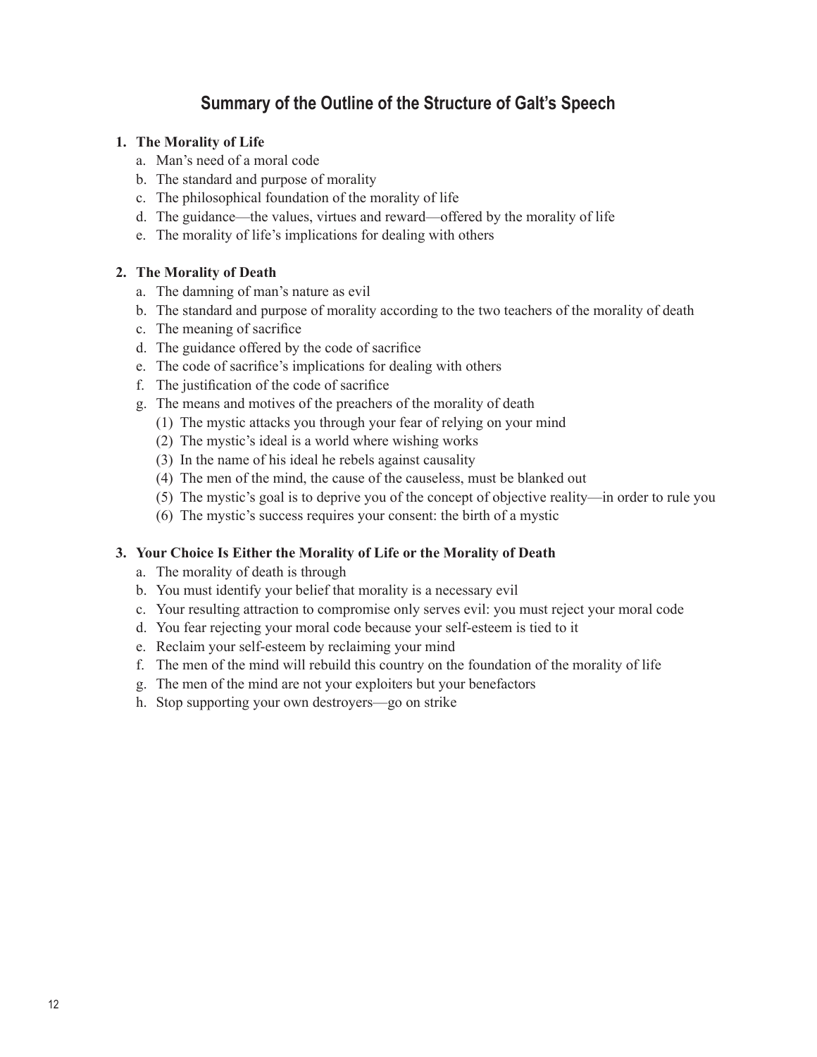## Summary of the Outline of the Structure of Galt's Speech

1. **The Morality of Life**
   a. Man's need of a moral code
   b. The standard and purpose of morality
   c. The philosophical foundation of the morality of life
   d. The guidance—the values, virtues and reward—offered by the morality of life
   e. The morality of life's implications for dealing with others

2. **The Morality of Death**
   a. The damning of man's nature as evil
   b. The standard and purpose of morality according to the two teachers of the morality of death
   c. The meaning of sacrifice
   d. The guidance offered by the code of sacrifice
   e. The code of sacrifice's implications for dealing with others
   f. The justification of the code of sacrifice
   g. The means and motives of the preachers of the morality of death
      (1) The mystic attacks you through your fear of relying on your mind
      (2) The mystic's ideal is a world where wishing works
      (3) In the name of his ideal he rebels against causality
      (4) The men of the mind, the cause of the causeless, must be blanked out
      (5) The mystic's goal is to deprive you of the concept of objective reality—in order to rule you
      (6) The mystic's success requires your consent: the birth of a mystic

3. **Your Choice Is Either the Morality of Life or the Morality of Death**
   a. The morality of death is through
   b. You must identify your belief that morality is a necessary evil
   c. Your resulting attraction to compromise only serves evil: you must reject your moral code
   d. You fear rejecting your moral code because your self-esteem is tied to it
   e. Reclaim your self-esteem by reclaiming your mind
   f. The men of the mind will rebuild this country on the foundation of the morality of life
   g. The men of the mind are not your exploiters but your benefactors
   h. Stop supporting your own destroyers—go on strike